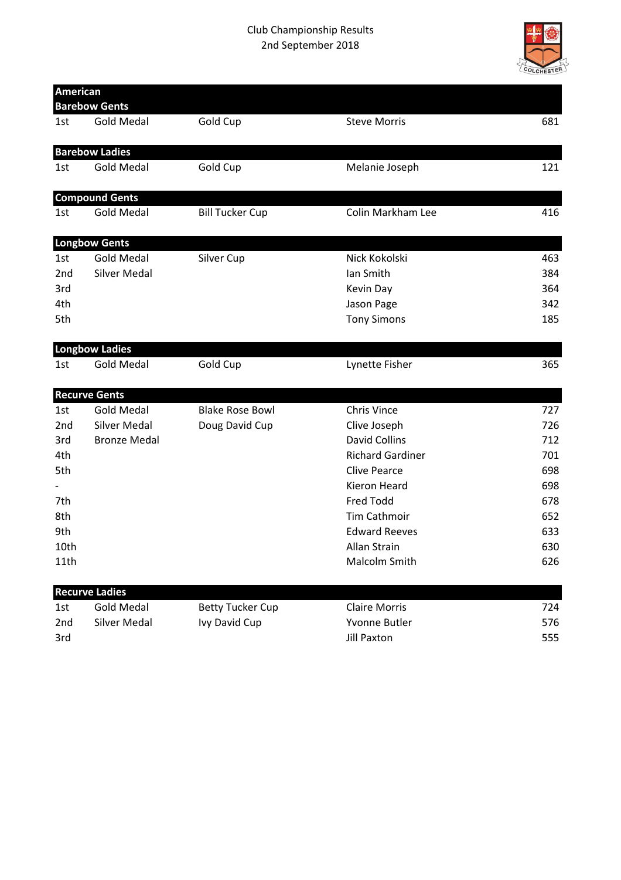Club Championship Results
2nd September 2018

| American | | | | |
|---|---|---|---|---|
| **Barebow Gents** | | | | |
| 1st | Gold Medal | Gold Cup | Steve Morris | 681 |
| | | | | |
| **Barebow Ladies** | | | | |
| 1st | Gold Medal | Gold Cup | Melanie Joseph | 121 |
| | | | | |
| **Compound Gents** | | | | |
| 1st | Gold Medal | Bill Tucker Cup | Colin Markham Lee | 416 |
| | | | | |
| **Longbow Gents** | | | | |
| 1st | Gold Medal | Silver Cup | Nick Kokolski | 463 |
| 2nd | Silver Medal | | Ian Smith | 384 |
| 3rd | | | Kevin Day | 364 |
| 4th | | | Jason Page | 342 |
| 5th | | | Tony Simons | 185 |
| | | | | |
| **Longbow Ladies** | | | | |
| 1st | Gold Medal | Gold Cup | Lynette Fisher | 365 |
| | | | | |
| **Recurve Gents** | | | | |
| 1st | Gold Medal | Blake Rose Bowl | Chris Vince | 727 |
| 2nd | Silver Medal | Doug David Cup | Clive Joseph | 726 |
| 3rd | Bronze Medal | | David Collins | 712 |
| 4th | | | Richard Gardiner | 701 |
| 5th | | | Clive Pearce | 698 |
| - | | | Kieron Heard | 698 |
| 7th | | | Fred Todd | 678 |
| 8th | | | Tim Cathmoir | 652 |
| 9th | | | Edward Reeves | 633 |
| 10th | | | Allan Strain | 630 |
| 11th | | | Malcolm Smith | 626 |
| | | | | |
| **Recurve Ladies** | | | | |
| 1st | Gold Medal | Betty Tucker Cup | Claire Morris | 724 |
| 2nd | Silver Medal | Ivy David Cup | Yvonne Butler | 576 |
| 3rd | | | Jill Paxton | 555 |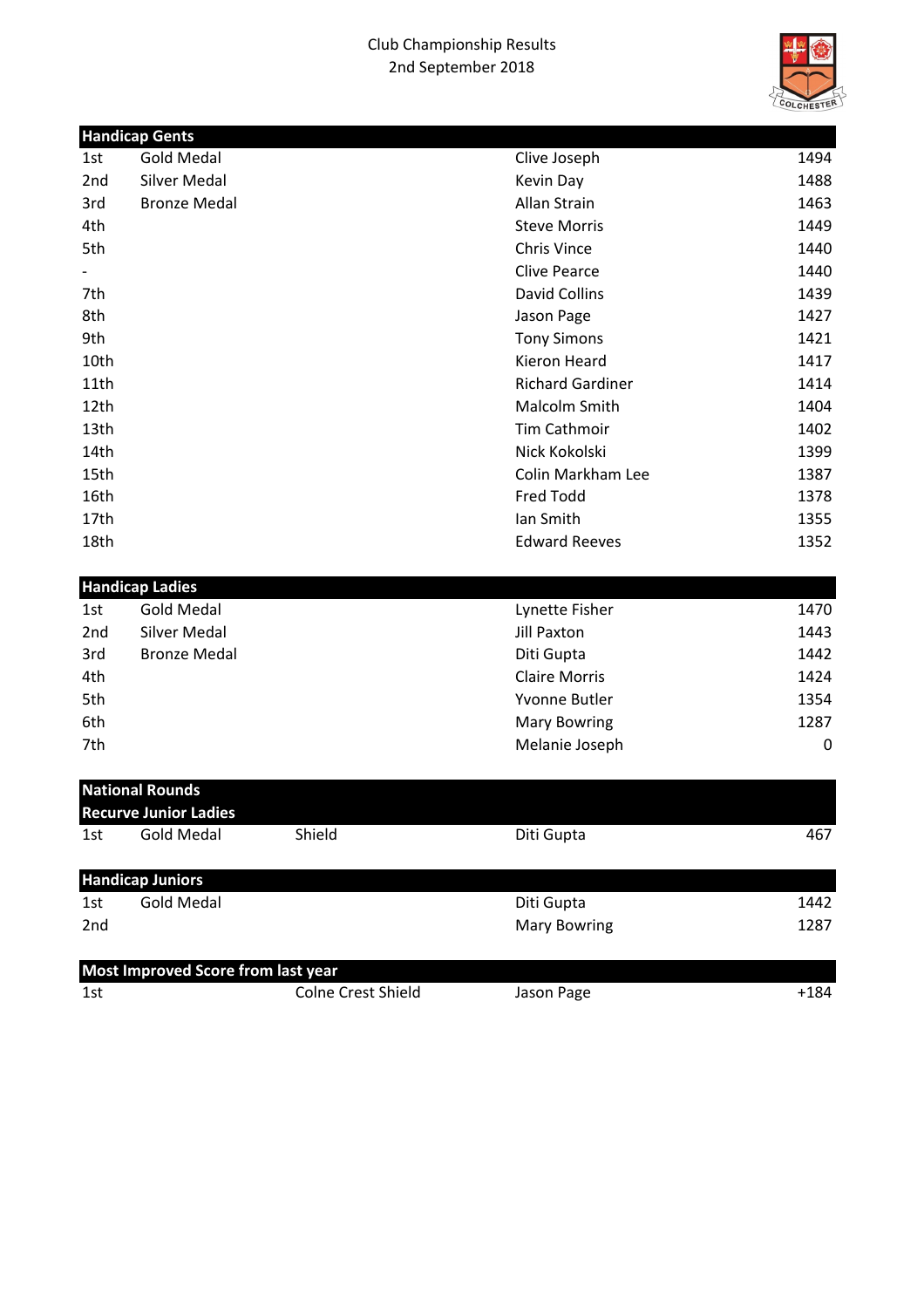Club Championship Results
2nd September 2018

| Handicap Gents | | | | |
|---|---|---|---|---|
| 1st | Gold Medal | | Clive Joseph | 1494 |
| 2nd | Silver Medal | | Kevin Day | 1488 |
| 3rd | Bronze Medal | | Allan Strain | 1463 |
| 4th | | | Steve Morris | 1449 |
| 5th | | | Chris Vince | 1440 |
| - | | | Clive Pearce | 1440 |
| 7th | | | David Collins | 1439 |
| 8th | | | Jason Page | 1427 |
| 9th | | | Tony Simons | 1421 |
| 10th | | | Kieron Heard | 1417 |
| 11th | | | Richard Gardiner | 1414 |
| 12th | | | Malcolm Smith | 1404 |
| 13th | | | Tim Cathmoir | 1402 |
| 14th | | | Nick Kokolski | 1399 |
| 15th | | | Colin Markham Lee | 1387 |
| 16th | | | Fred Todd | 1378 |
| 17th | | | Ian Smith | 1355 |
| 18th | | | Edward Reeves | 1352 |

| Handicap Ladies | | | | |
|---|---|---|---|---|
| 1st | Gold Medal | | Lynette Fisher | 1470 |
| 2nd | Silver Medal | | Jill Paxton | 1443 |
| 3rd | Bronze Medal | | Diti Gupta | 1442 |
| 4th | | | Claire Morris | 1424 |
| 5th | | | Yvonne Butler | 1354 |
| 6th | | | Mary Bowring | 1287 |
| 7th | | | Melanie Joseph | 0 |

| National Rounds | | | | |
|---|---|---|---|---|
| Recurve Junior Ladies | | | | |
| 1st | Gold Medal | Shield | Diti Gupta | 467 |

| Handicap Juniors | | | | |
|---|---|---|---|---|
| 1st | Gold Medal | | Diti Gupta | 1442 |
| 2nd | | | Mary Bowring | 1287 |

| Most Improved Score from last year | | | | |
|---|---|---|---|---|
| 1st | | Colne Crest Shield | Jason Page | +184 |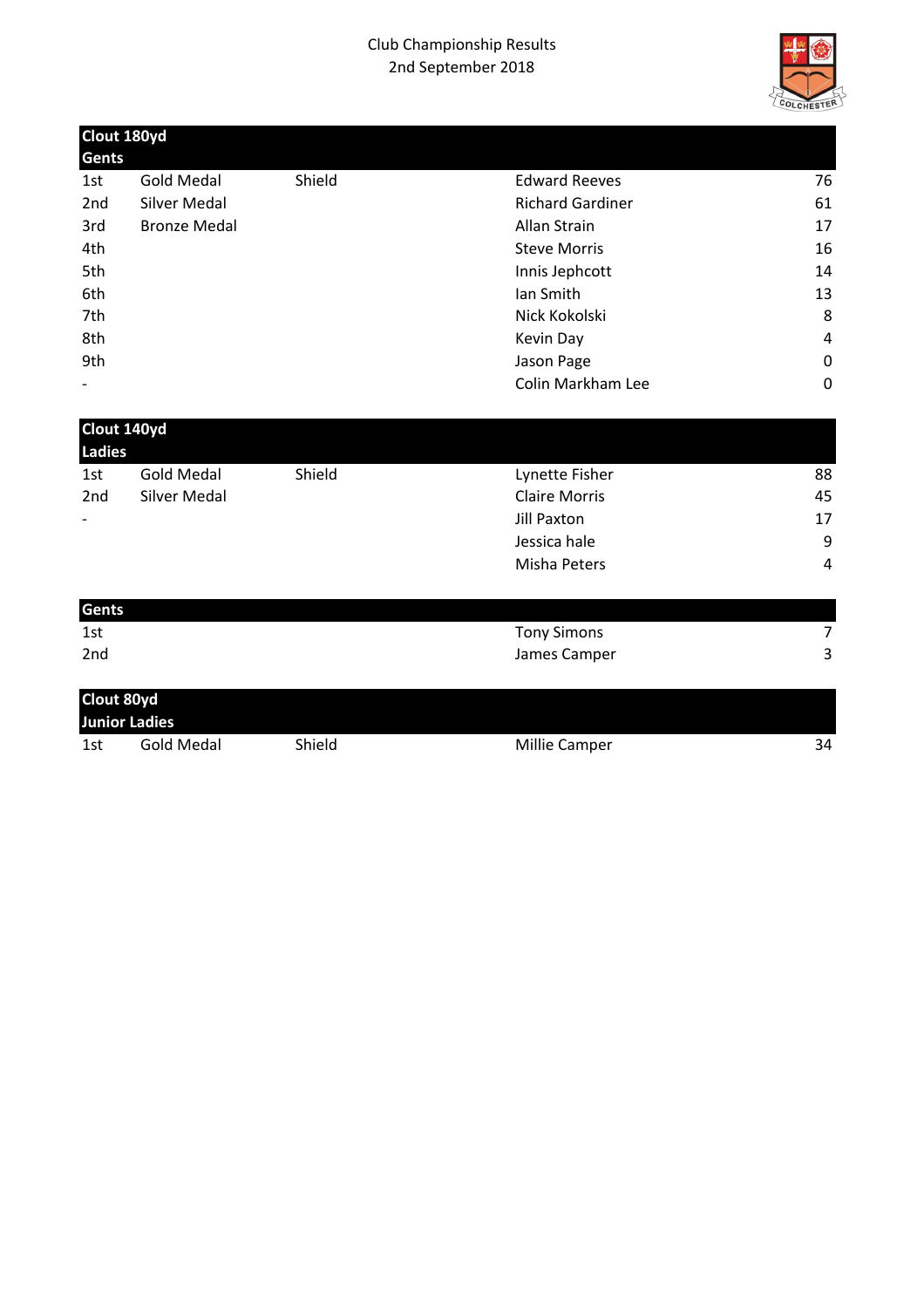Club Championship Results
2nd September 2018

| | | | | |
|---|---|---|---|---|
| **Clout 180yd** | | | | |
| **Gents** | | | | |
| 1st | Gold Medal | Shield | Edward Reeves | 76 |
| 2nd | Silver Medal | | Richard Gardiner | 61 |
| 3rd | Bronze Medal | | Allan Strain | 17 |
| 4th | | | Steve Morris | 16 |
| 5th | | | Innis Jephcott | 14 |
| 6th | | | Ian Smith | 13 |
| 7th | | | Nick Kokolski | 8 |
| 8th | | | Kevin Day | 4 |
| 9th | | | Jason Page | 0 |
| - | | | Colin Markham Lee | 0 |

| | | | | |
|---|---|---|---|---|
| **Clout 140yd** | | | | |
| **Ladies** | | | | |
| 1st | Gold Medal | Shield | Lynette Fisher | 88 |
| 2nd | Silver Medal | | Claire Morris | 45 |
| - | | | Jill Paxton | 17 |
| | | | Jessica hale | 9 |
| | | | Misha Peters | 4 |

| | | | | |
|---|---|---|---|---|
| **Gents** | | | | |
| 1st | | | Tony Simons | 7 |
| 2nd | | | James Camper | 3 |

| | | | | |
|---|---|---|---|---|
| **Clout 80yd** | | | | |
| **Junior Ladies** | | | | |
| 1st | Gold Medal | Shield | Millie Camper | 34 |